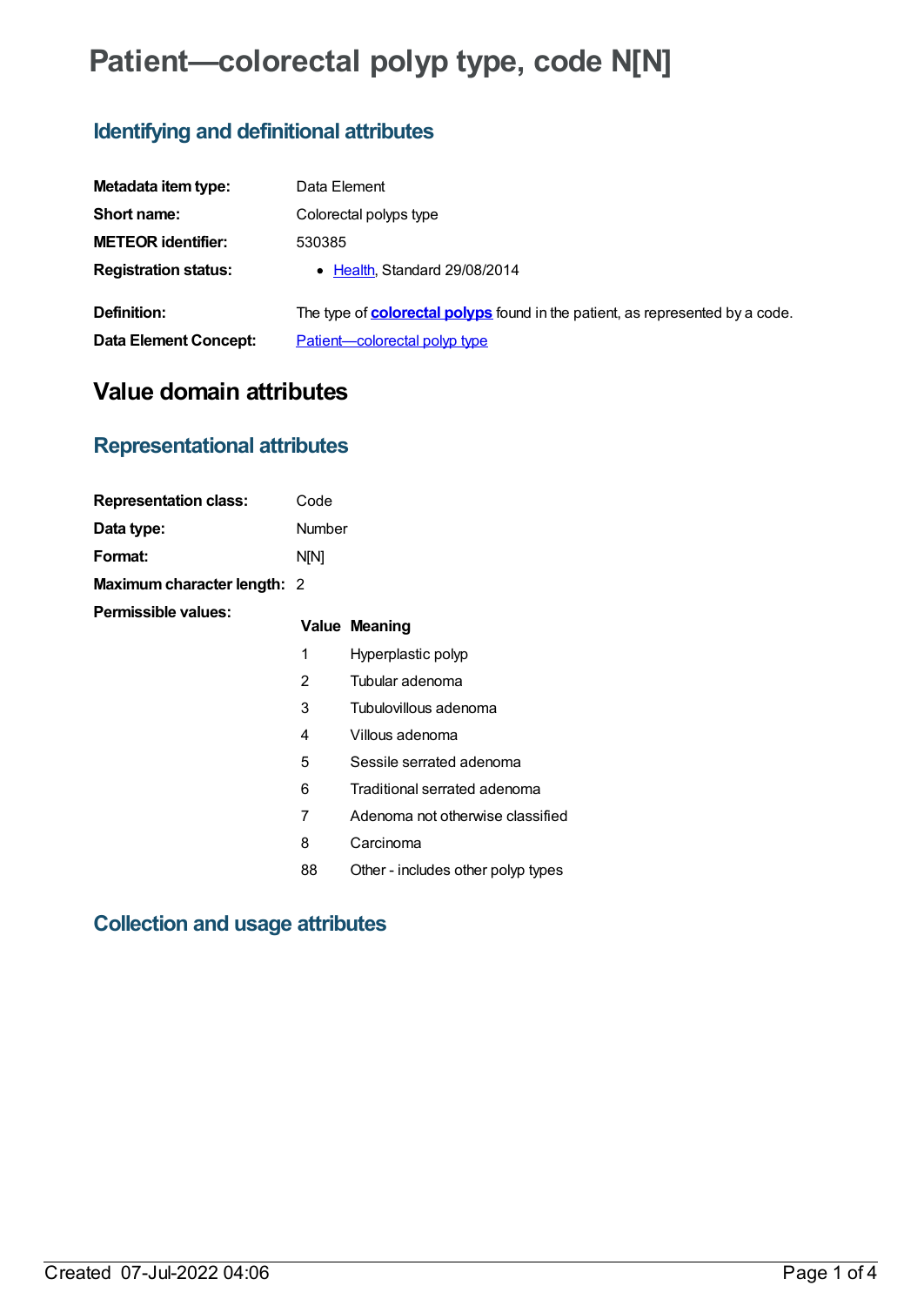# Patient—colorectal polyp type, code N[N]

## Identifying and definitional attributes

| | |
|---|---|
| **Metadata item type:** | Data Element |
| **Short name:** | Colorectal polyps type |
| **METEOR identifier:** | 530385 |
| **Registration status:** | • Health, Standard 29/08/2014 |
| **Definition:** | The type of **colorectal polyps** found in the patient, as represented by a code. |
| **Data Element Concept:** | Patient—colorectal polyp type |

# Value domain attributes

## Representational attributes

| | |
|---|---|
| **Representation class:** | Code |
| **Data type:** | Number |
| **Format:** | N[N] |
| **Maximum character length:** | 2 |

**Permissible values:**

| Value | Meaning |
|---|---|
| 1 | Hyperplastic polyp |
| 2 | Tubular adenoma |
| 3 | Tubulovillous adenoma |
| 4 | Villous adenoma |
| 5 | Sessile serrated adenoma |
| 6 | Traditional serrated adenoma |
| 7 | Adenoma not otherwise classified |
| 8 | Carcinoma |
| 88 | Other - includes other polyp types |

## Collection and usage attributes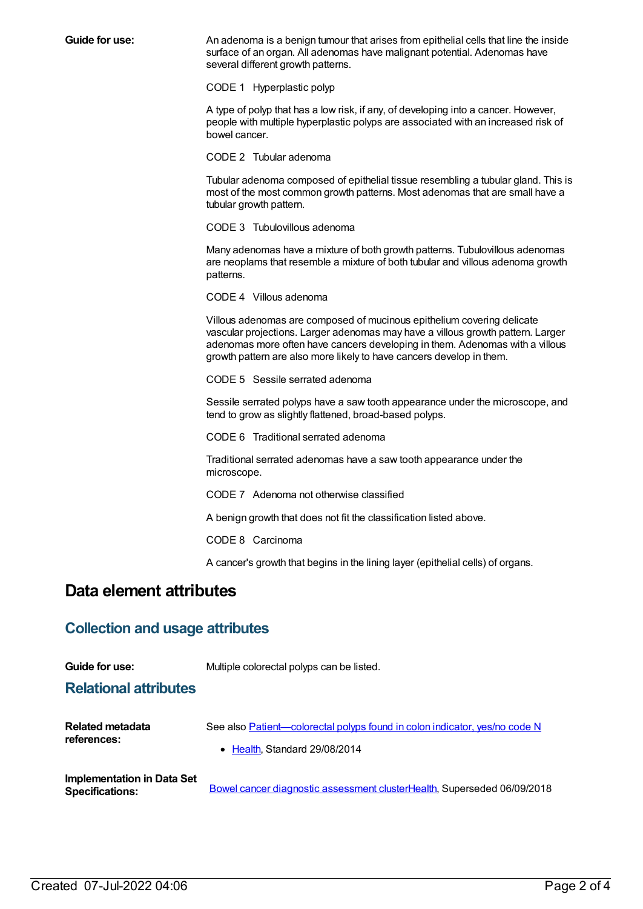**Guide for use:**

An adenoma is a benign tumour that arises from epithelial cells that line the inside surface of an organ. All adenomas have malignant potential. Adenomas have several different growth patterns.

CODE 1 Hyperplastic polyp

A type of polyp that has a low risk, if any, of developing into a cancer. However, people with multiple hyperplastic polyps are associated with an increased risk of bowel cancer.

CODE 2 Tubular adenoma

Tubular adenoma composed of epithelial tissue resembling a tubular gland. This is most of the most common growth patterns. Most adenomas that are small have a tubular growth pattern.

CODE 3 Tubulovillous adenoma

Many adenomas have a mixture of both growth patterns. Tubulovillous adenomas are neoplams that resemble a mixture of both tubular and villous adenoma growth patterns.

CODE 4 Villous adenoma

Villous adenomas are composed of mucinous epithelium covering delicate vascular projections. Larger adenomas may have a villous growth pattern. Larger adenomas more often have cancers developing in them. Adenomas with a villous growth pattern are also more likely to have cancers develop in them.

CODE 5 Sessile serrated adenoma

Sessile serrated polyps have a saw tooth appearance under the microscope, and tend to grow as slightly flattened, broad-based polyps.

CODE 6 Traditional serrated adenoma

Traditional serrated adenomas have a saw tooth appearance under the microscope.

CODE 7 Adenoma not otherwise classified

A benign growth that does not fit the classification listed above.

CODE 8 Carcinoma

A cancer's growth that begins in the lining layer (epithelial cells) of organs.

# Data element attributes

## Collection and usage attributes

**Guide for use:** Multiple colorectal polyps can be listed.

## Relational attributes

**Related metadata references:** See also Patient—colorectal polyps found in colon indicator, yes/no code N

- Health, Standard 29/08/2014

**Implementation in Data Set Specifications:** Bowel cancer diagnostic assessment clusterHealth, Superseded 06/09/2018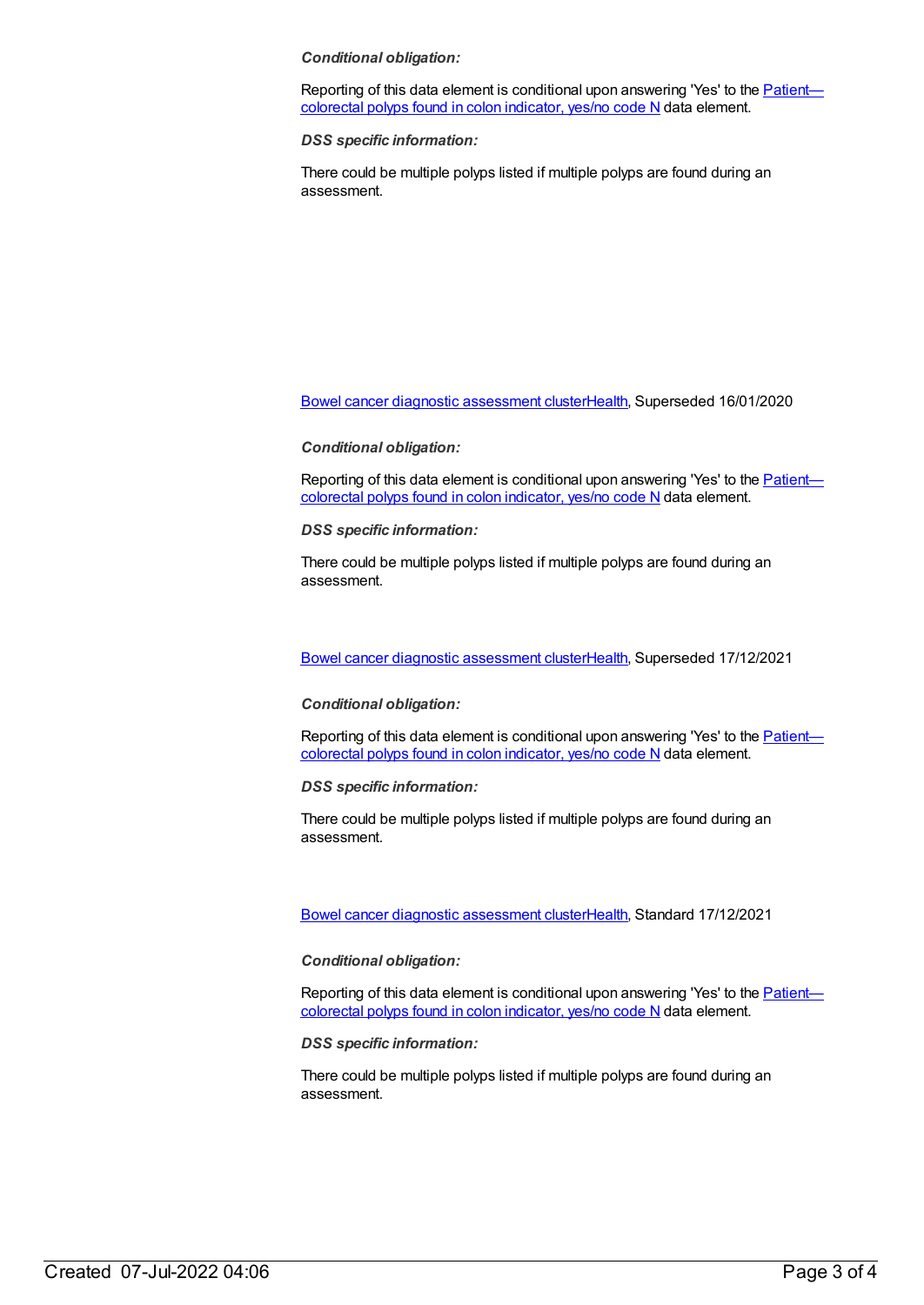***Conditional obligation:***

Reporting of this data element is conditional upon answering 'Yes' to the Patient—colorectal polyps found in colon indicator, yes/no code N data element.

***DSS specific information:***

There could be multiple polyps listed if multiple polyps are found during an assessment.

Bowel cancer diagnostic assessment clusterHealth, Superseded 16/01/2020

***Conditional obligation:***

Reporting of this data element is conditional upon answering 'Yes' to the Patient—colorectal polyps found in colon indicator, yes/no code N data element.

***DSS specific information:***

There could be multiple polyps listed if multiple polyps are found during an assessment.

Bowel cancer diagnostic assessment clusterHealth, Superseded 17/12/2021

***Conditional obligation:***

Reporting of this data element is conditional upon answering 'Yes' to the Patient—colorectal polyps found in colon indicator, yes/no code N data element.

***DSS specific information:***

There could be multiple polyps listed if multiple polyps are found during an assessment.

Bowel cancer diagnostic assessment clusterHealth, Standard 17/12/2021

***Conditional obligation:***

Reporting of this data element is conditional upon answering 'Yes' to the Patient—colorectal polyps found in colon indicator, yes/no code N data element.

***DSS specific information:***

There could be multiple polyps listed if multiple polyps are found during an assessment.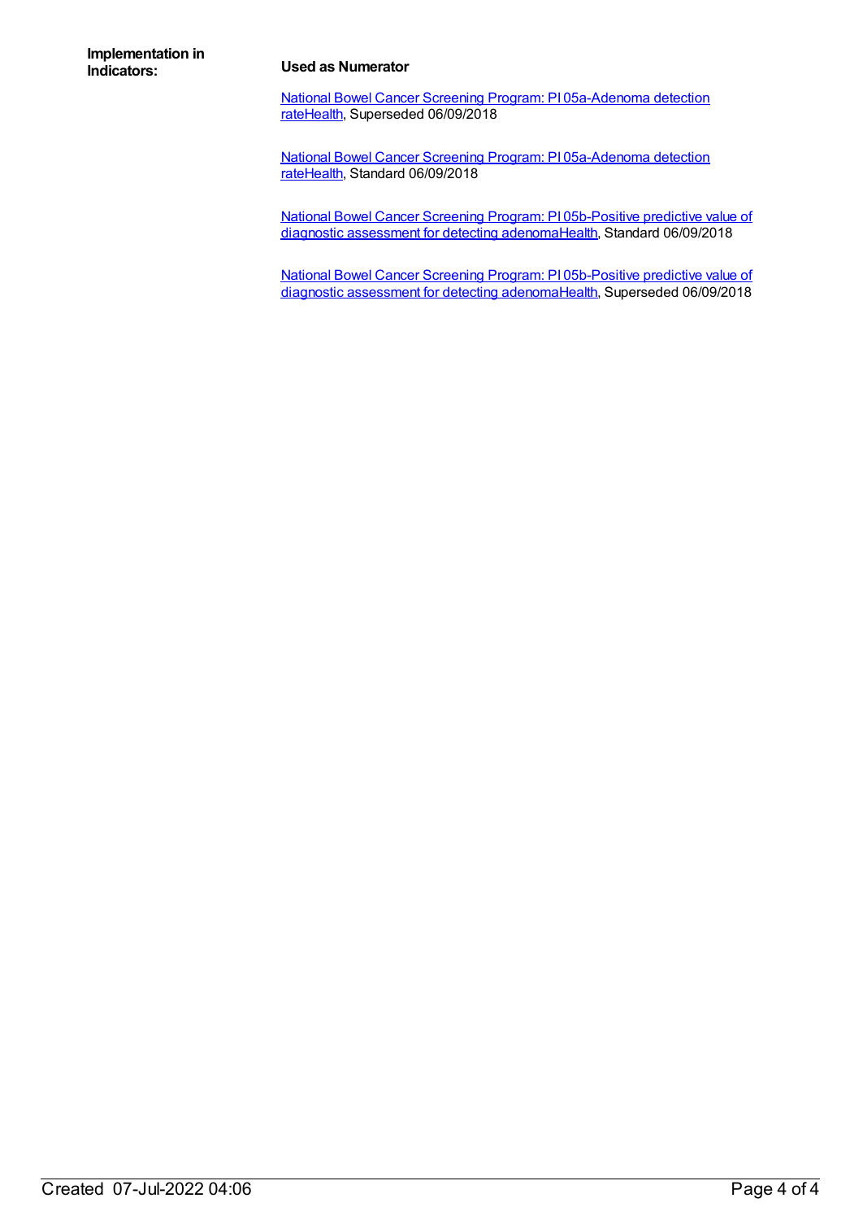**Implementation in Indicators:**

**Used as Numerator**

National Bowel Cancer Screening Program: PI 05a-Adenoma detection rateHealth, Superseded 06/09/2018

National Bowel Cancer Screening Program: PI 05a-Adenoma detection rateHealth, Standard 06/09/2018

National Bowel Cancer Screening Program: PI 05b-Positive predictive value of diagnostic assessment for detecting adenomaHealth, Standard 06/09/2018

National Bowel Cancer Screening Program: PI 05b-Positive predictive value of diagnostic assessment for detecting adenomaHealth, Superseded 06/09/2018